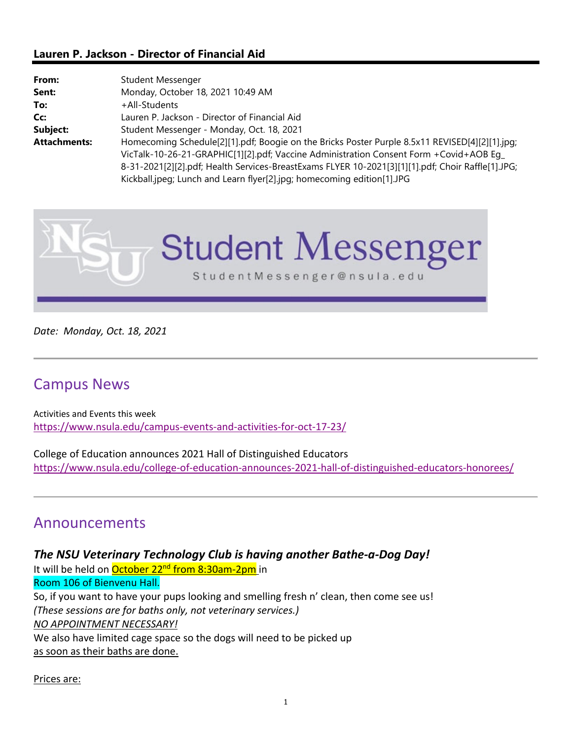**Lauren P. Jackson - Director of Financial Aid**

| | |
|---|---|
| **From:** | Student Messenger |
| **Sent:** | Monday, October 18, 2021 10:49 AM |
| **To:** | +All-Students |
| **Cc:** | Lauren P. Jackson - Director of Financial Aid |
| **Subject:** | Student Messenger - Monday, Oct. 18, 2021 |
| **Attachments:** | Homecoming Schedule[2][1].pdf; Boogie on the Bricks Poster Purple 8.5x11 REVISED[4][2][1].jpg; VicTalk-10-26-21-GRAPHIC[1][2].pdf; Vaccine Administration Consent Form +Covid+AOB Eg_ 8-31-2021[2][2].pdf; Health Services-BreastExams FLYER 10-2021[3][1][1].pdf; Choir Raffle[1].JPG; Kickball.jpeg; Lunch and Learn flyer[2].jpg; homecoming edition[1].JPG |

# Student Messenger

StudentMessenger@nsula.edu

*Date: Monday, Oct. 18, 2021*

---

## Campus News

Activities and Events this week
https://www.nsula.edu/campus-events-and-activities-for-oct-17-23/

College of Education announces 2021 Hall of Distinguished Educators
https://www.nsula.edu/college-of-education-announces-2021-hall-of-distinguished-educators-honorees/

---

## Announcements

### *The NSU Veterinary Technology Club is having another Bathe-a-Dog Day!*

It will be held on October 22nd from 8:30am-2pm in
Room 106 of Bienvenu Hall.
So, if you want to have your pups looking and smelling fresh n' clean, then come see us!
*(These sessions are for baths only, not veterinary services.)*
*NO APPOINTMENT NECESSARY!*
We also have limited cage space so the dogs will need to be picked up
as soon as their baths are done.

Prices are: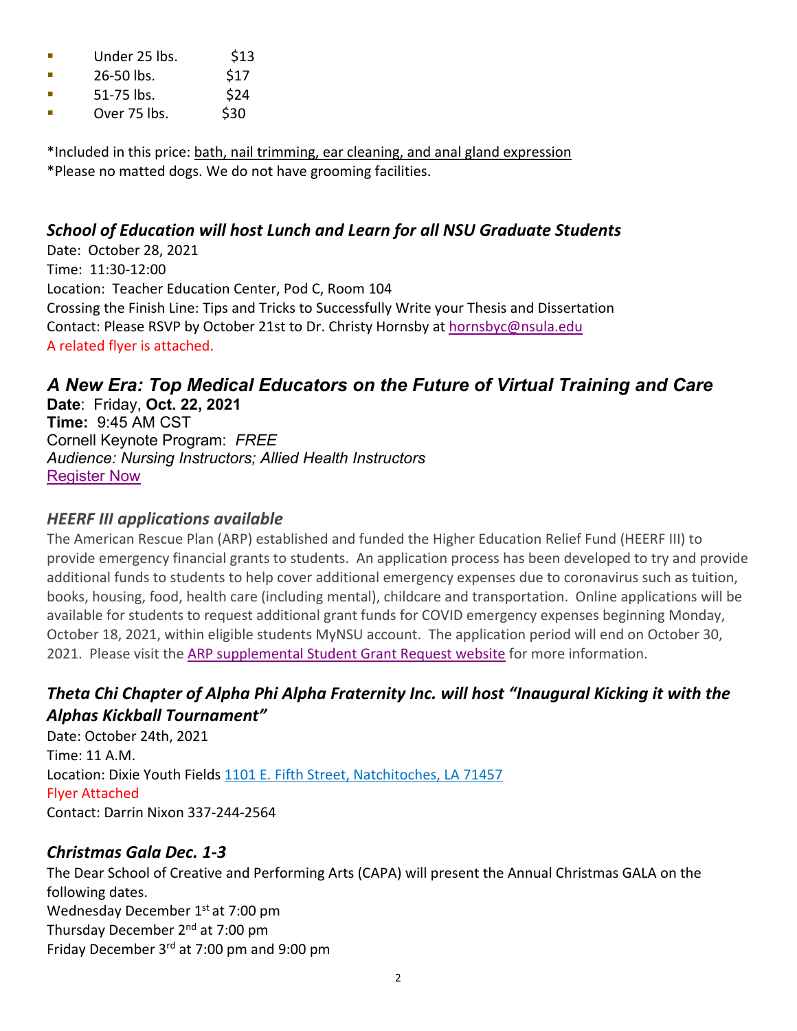- Under 25 lbs. $13
- 26-50 lbs. $17
- 51-75 lbs. $24
- Over 75 lbs. $30

*Included in this price: bath, nail trimming, ear cleaning, and anal gland expression
*Please no matted dogs. We do not have grooming facilities.

### *School of Education will host Lunch and Learn for all NSU Graduate Students*

Date: October 28, 2021
Time: 11:30-12:00
Location: Teacher Education Center, Pod C, Room 104
Crossing the Finish Line: Tips and Tricks to Successfully Write your Thesis and Dissertation
Contact: Please RSVP by October 21st to Dr. Christy Hornsby at hornsbyc@nsula.edu
A related flyer is attached.

### *A New Era: Top Medical Educators on the Future of Virtual Training and Care*

**Date**: Friday, **Oct. 22, 2021**
**Time:** 9:45 AM CST
Cornell Keynote Program: *FREE*
*Audience: Nursing Instructors; Allied Health Instructors*
Register Now

### *HEERF III applications available*

The American Rescue Plan (ARP) established and funded the Higher Education Relief Fund (HEERF III) to provide emergency financial grants to students. An application process has been developed to try and provide additional funds to students to help cover additional emergency expenses due to coronavirus such as tuition, books, housing, food, health care (including mental), childcare and transportation. Online applications will be available for students to request additional grant funds for COVID emergency expenses beginning Monday, October 18, 2021, within eligible students MyNSU account. The application period will end on October 30, 2021. Please visit the ARP supplemental Student Grant Request website for more information.

### *Theta Chi Chapter of Alpha Phi Alpha Fraternity Inc. will host "Inaugural Kicking it with the Alphas Kickball Tournament"*

Date: October 24th, 2021
Time: 11 A.M.
Location: Dixie Youth Fields 1101 E. Fifth Street, Natchitoches, LA 71457
Flyer Attached
Contact: Darrin Nixon 337-244-2564

### *Christmas Gala Dec. 1-3*

The Dear School of Creative and Performing Arts (CAPA) will present the Annual Christmas GALA on the following dates.
Wednesday December 1st at 7:00 pm
Thursday December 2nd at 7:00 pm
Friday December 3rd at 7:00 pm and 9:00 pm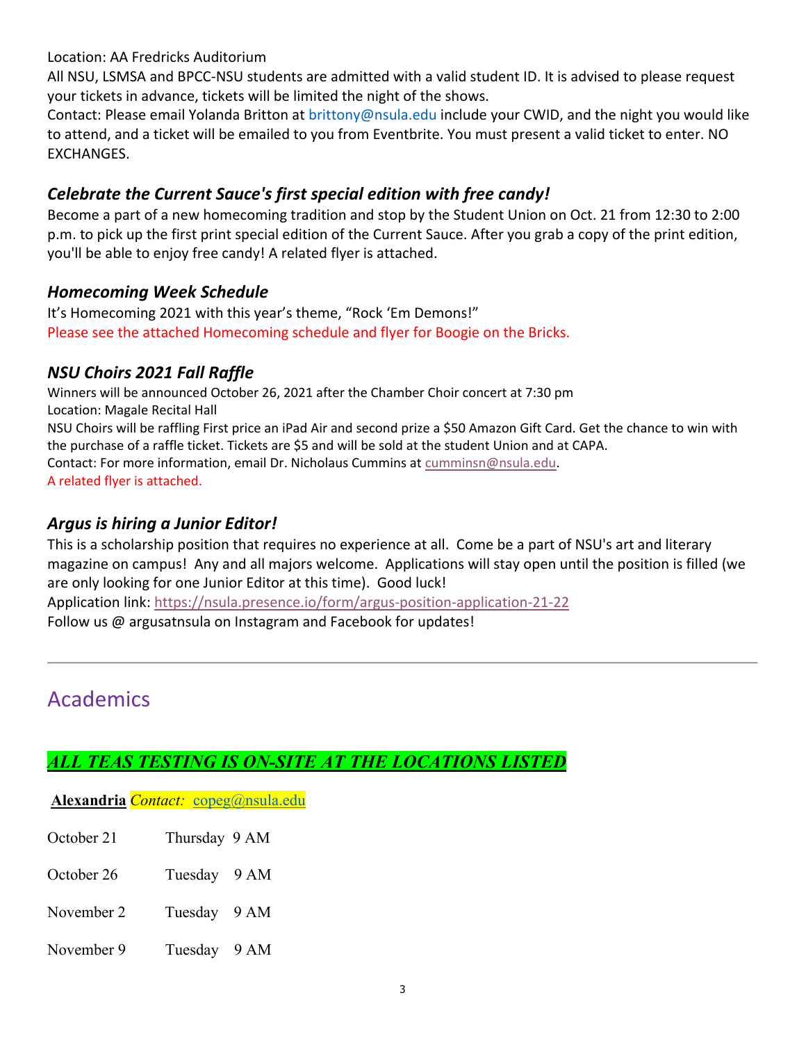Location: AA Fredricks Auditorium

All NSU, LSMSA and BPCC-NSU students are admitted with a valid student ID. It is advised to please request your tickets in advance, tickets will be limited the night of the shows.

Contact: Please email Yolanda Britton at brittony@nsula.edu include your CWID, and the night you would like to attend, and a ticket will be emailed to you from Eventbrite. You must present a valid ticket to enter. NO EXCHANGES.

### *Celebrate the Current Sauce's first special edition with free candy!*

Become a part of a new homecoming tradition and stop by the Student Union on Oct. 21 from 12:30 to 2:00 p.m. to pick up the first print special edition of the Current Sauce. After you grab a copy of the print edition, you'll be able to enjoy free candy! A related flyer is attached.

### *Homecoming Week Schedule*

It's Homecoming 2021 with this year's theme, "Rock 'Em Demons!"

Please see the attached Homecoming schedule and flyer for Boogie on the Bricks.

### *NSU Choirs 2021 Fall Raffle*

Winners will be announced October 26, 2021 after the Chamber Choir concert at 7:30 pm

Location: Magale Recital Hall

NSU Choirs will be raffling First price an iPad Air and second prize a $50 Amazon Gift Card. Get the chance to win with the purchase of a raffle ticket. Tickets are $5 and will be sold at the student Union and at CAPA.

Contact: For more information, email Dr. Nicholaus Cummins at cumminsn@nsula.edu.

A related flyer is attached.

### *Argus is hiring a Junior Editor!*

This is a scholarship position that requires no experience at all. Come be a part of NSU's art and literary magazine on campus! Any and all majors welcome. Applications will stay open until the position is filled (we are only looking for one Junior Editor at this time). Good luck!

Application link: https://nsula.presence.io/form/argus-position-application-21-22

Follow us @ argusatnsula on Instagram and Facebook for updates!

---

## Academics

### *ALL TEAS TESTING IS ON-SITE AT THE LOCATIONS LISTED*

**Alexandria** *Contact:* copeg@nsula.edu

| | | |
|---|---|---|
| October 21 | Thursday | 9 AM |
| October 26 | Tuesday | 9 AM |
| November 2 | Tuesday | 9 AM |
| November 9 | Tuesday | 9 AM |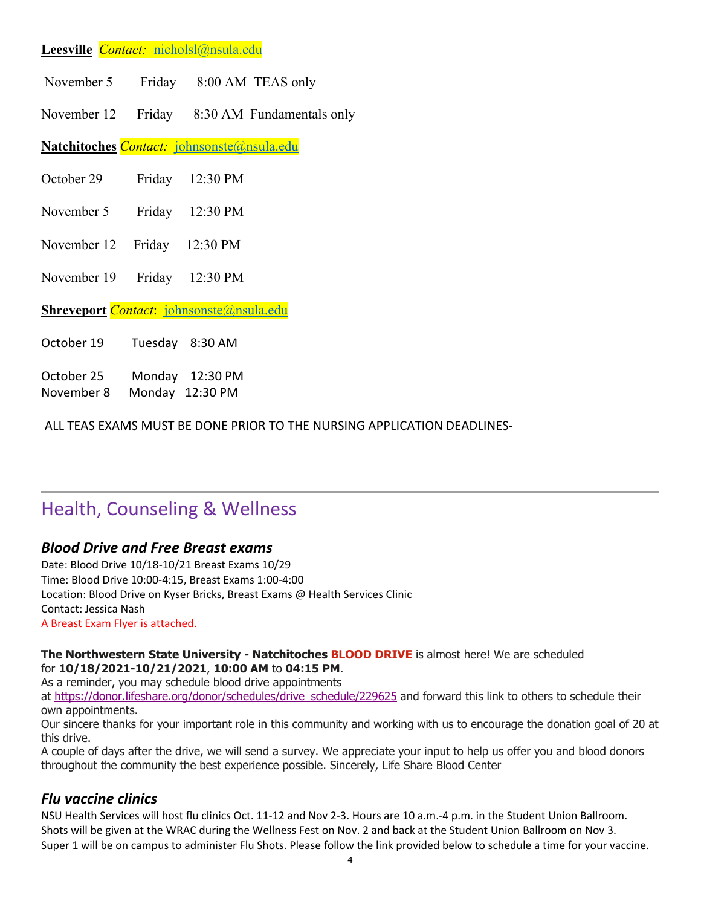**Leesville** *Contact:* nicholsl@nsula.edu

November 5 Friday 8:00 AM TEAS only

November 12 Friday 8:30 AM Fundamentals only

**Natchitoches** *Contact:* johnsonste@nsula.edu

October 29 Friday 12:30 PM

November 5 Friday 12:30 PM

November 12 Friday 12:30 PM

November 19 Friday 12:30 PM

**Shreveport** *Contact*: johnsonste@nsula.edu

October 19 Tuesday 8:30 AM

October 25 Monday 12:30 PM
November 8 Monday 12:30 PM

ALL TEAS EXAMS MUST BE DONE PRIOR TO THE NURSING APPLICATION DEADLINES-

---

## Health, Counseling & Wellness

### *Blood Drive and Free Breast exams*

Date: Blood Drive 10/18-10/21 Breast Exams 10/29
Time: Blood Drive 10:00-4:15, Breast Exams 1:00-4:00
Location: Blood Drive on Kyser Bricks, Breast Exams @ Health Services Clinic
Contact: Jessica Nash
A Breast Exam Flyer is attached.

**The Northwestern State University - Natchitoches BLOOD DRIVE** is almost here! We are scheduled for **10/18/2021-10/21/2021**, **10:00 AM** to **04:15 PM**.
As a reminder, you may schedule blood drive appointments at https://donor.lifeshare.org/donor/schedules/drive_schedule/229625 and forward this link to others to schedule their own appointments.
Our sincere thanks for your important role in this community and working with us to encourage the donation goal of 20 at this drive.
A couple of days after the drive, we will send a survey. We appreciate your input to help us offer you and blood donors throughout the community the best experience possible. Sincerely, Life Share Blood Center

### *Flu vaccine clinics*

NSU Health Services will host flu clinics Oct. 11-12 and Nov 2-3. Hours are 10 a.m.-4 p.m. in the Student Union Ballroom. Shots will be given at the WRAC during the Wellness Fest on Nov. 2 and back at the Student Union Ballroom on Nov 3. Super 1 will be on campus to administer Flu Shots. Please follow the link provided below to schedule a time for your vaccine.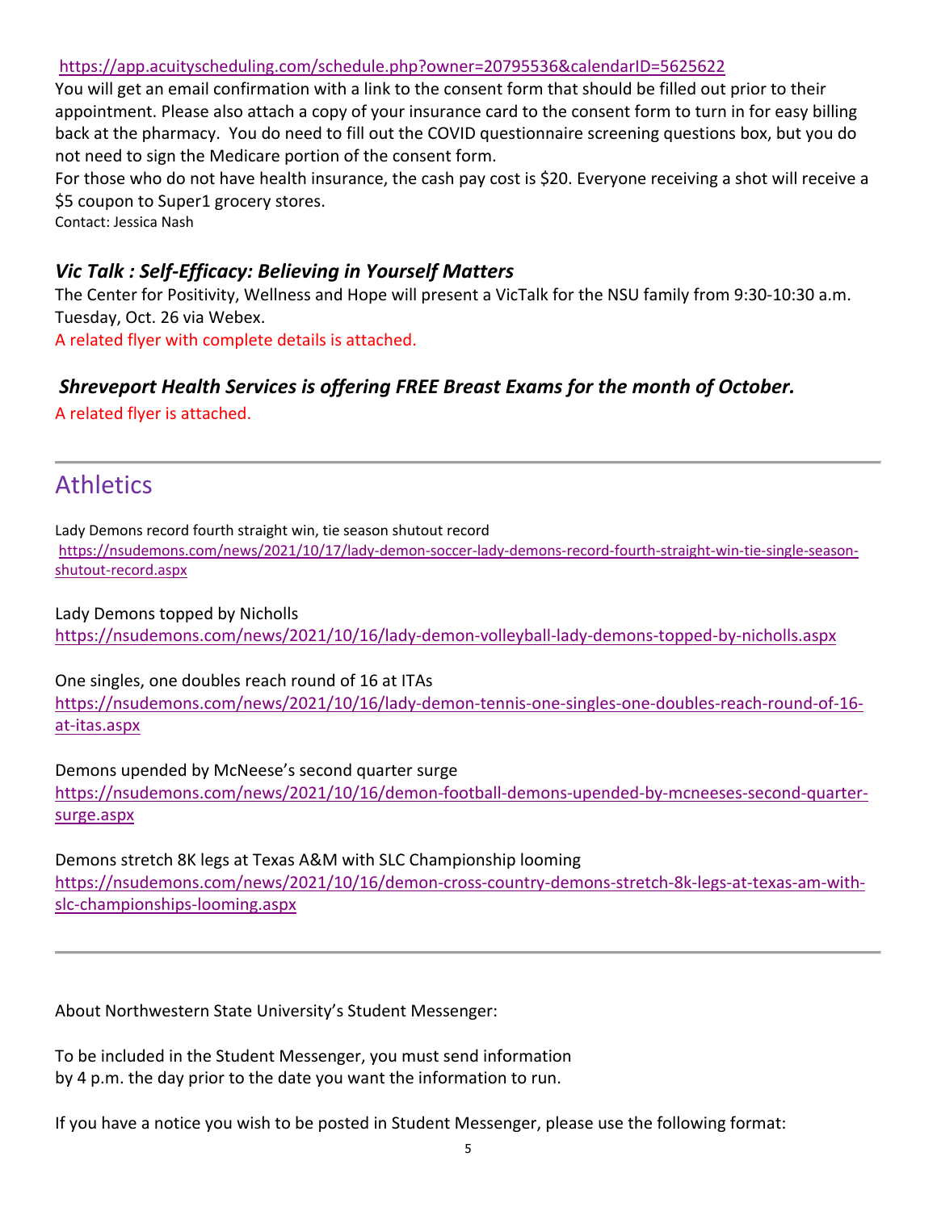https://app.acuityscheduling.com/schedule.php?owner=20795536&calendarID=5625622
You will get an email confirmation with a link to the consent form that should be filled out prior to their appointment. Please also attach a copy of your insurance card to the consent form to turn in for easy billing back at the pharmacy. You do need to fill out the COVID questionnaire screening questions box, but you do not need to sign the Medicare portion of the consent form.
For those who do not have health insurance, the cash pay cost is $20. Everyone receiving a shot will receive a $5 coupon to Super1 grocery stores.
Contact: Jessica Nash

### *Vic Talk : Self-Efficacy: Believing in Yourself Matters*

The Center for Positivity, Wellness and Hope will present a VicTalk for the NSU family from 9:30-10:30 a.m. Tuesday, Oct. 26 via Webex.
A related flyer with complete details is attached.

### *Shreveport Health Services is offering FREE Breast Exams for the month of October.*

A related flyer is attached.

---

## Athletics

Lady Demons record fourth straight win, tie season shutout record
https://nsudemons.com/news/2021/10/17/lady-demon-soccer-lady-demons-record-fourth-straight-win-tie-single-season-shutout-record.aspx

Lady Demons topped by Nicholls
https://nsudemons.com/news/2021/10/16/lady-demon-volleyball-lady-demons-topped-by-nicholls.aspx

One singles, one doubles reach round of 16 at ITAs
https://nsudemons.com/news/2021/10/16/lady-demon-tennis-one-singles-one-doubles-reach-round-of-16-at-itas.aspx

Demons upended by McNeese's second quarter surge
https://nsudemons.com/news/2021/10/16/demon-football-demons-upended-by-mcneeses-second-quarter-surge.aspx

Demons stretch 8K legs at Texas A&M with SLC Championship looming
https://nsudemons.com/news/2021/10/16/demon-cross-country-demons-stretch-8k-legs-at-texas-am-with-slc-championships-looming.aspx

---

About Northwestern State University's Student Messenger:

To be included in the Student Messenger, you must send information
by 4 p.m. the day prior to the date you want the information to run.

If you have a notice you wish to be posted in Student Messenger, please use the following format: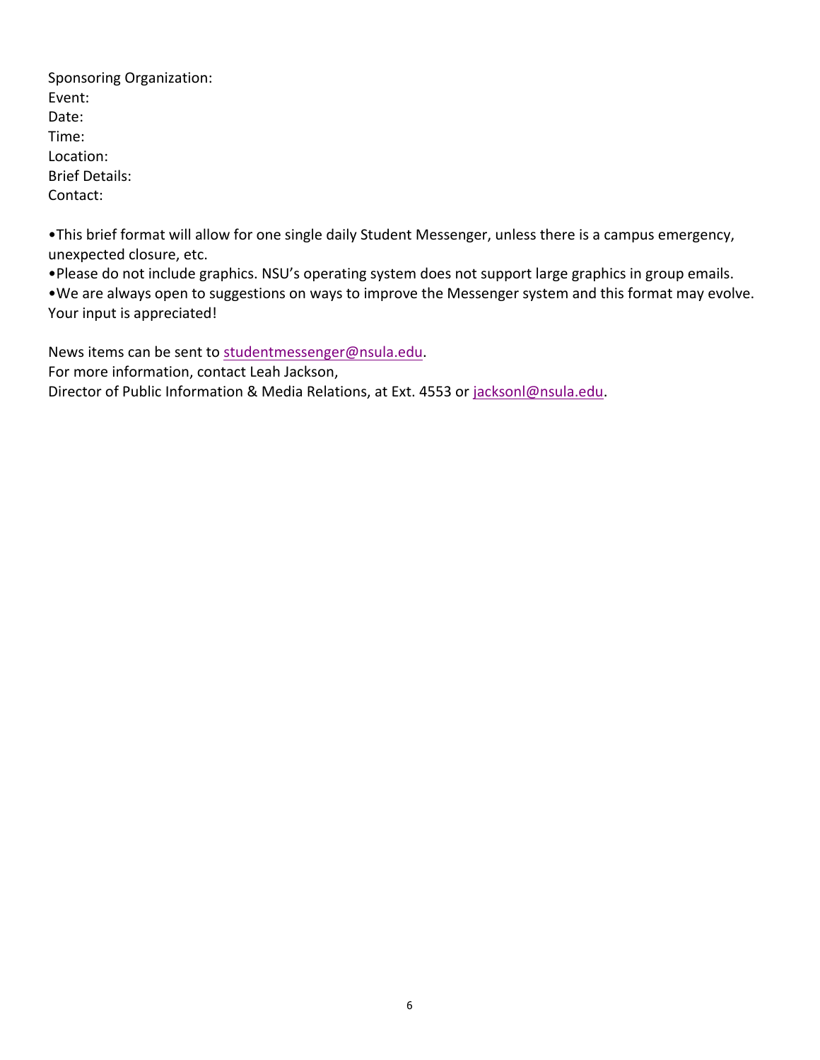Sponsoring Organization:
Event:
Date:
Time:
Location:
Brief Details:
Contact:

•This brief format will allow for one single daily Student Messenger, unless there is a campus emergency, unexpected closure, etc.
•Please do not include graphics. NSU's operating system does not support large graphics in group emails.
•We are always open to suggestions on ways to improve the Messenger system and this format may evolve. Your input is appreciated!

News items can be sent to studentmessenger@nsula.edu.
For more information, contact Leah Jackson,
Director of Public Information & Media Relations, at Ext. 4553 or jacksonl@nsula.edu.